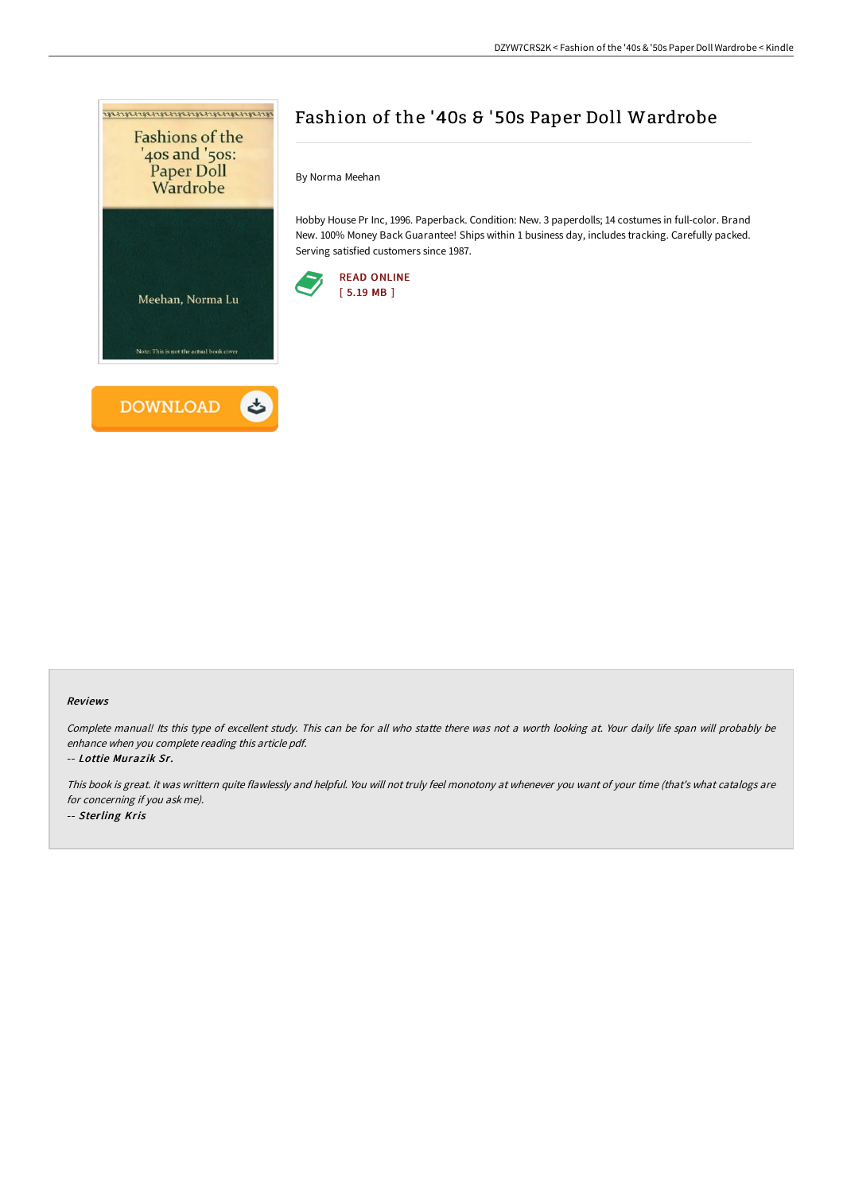# Fashion of the '40s & '50s Paper Doll Wardrobe

By Norma Meehan

Hobby House Pr Inc, 1996. Paperback. Condition: New. 3 paperdolls; 14 costumes in full-color. Brand New. 100% Money Back Guarantee! Ships within 1 business day, includes tracking. Carefully packed. Serving satisfied customers since 1987.

READ ONLINE
[ 5.19 MB ]

DOWNLOAD

### Reviews

*Complete manual! Its this type of excellent study. This can be for all who statte there was not a worth looking at. Your daily life span will probably be enhance when you complete reading this article pdf.*

-- ***Lottie Murazik Sr.***

*This book is great. it was writtern quite flawlessly and helpful. You will not truly feel monotony at whenever you want of your time (that's what catalogs are for concerning if you ask me).*

-- ***Sterling Kris***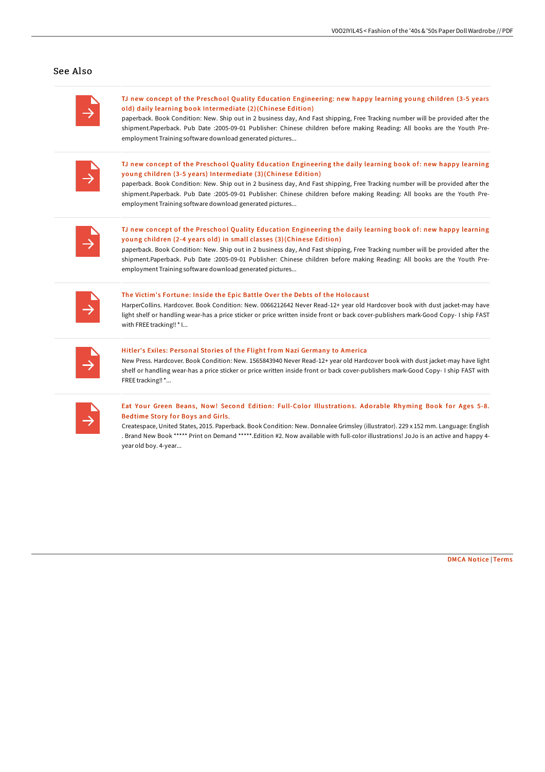## See Also

**TJ new concept of the Preschool Quality Education Engineering: new happy learning young children (3-5 years old) daily learning book Intermediate (2)(Chinese Edition)**

paperback. Book Condition: New. Ship out in 2 business day, And Fast shipping, Free Tracking number will be provided after the shipment.Paperback. Pub Date :2005-09-01 Publisher: Chinese children before making Reading: All books are the Youth Pre-employment Training software download generated pictures...

**TJ new concept of the Preschool Quality Education Engineering the daily learning book of: new happy learning young children (3-5 years) Intermediate (3)(Chinese Edition)**

paperback. Book Condition: New. Ship out in 2 business day, And Fast shipping, Free Tracking number will be provided after the shipment.Paperback. Pub Date :2005-09-01 Publisher: Chinese children before making Reading: All books are the Youth Pre-employment Training software download generated pictures...

**TJ new concept of the Preschool Quality Education Engineering the daily learning book of: new happy learning young children (2-4 years old) in small classes (3)(Chinese Edition)**

paperback. Book Condition: New. Ship out in 2 business day, And Fast shipping, Free Tracking number will be provided after the shipment.Paperback. Pub Date :2005-09-01 Publisher: Chinese children before making Reading: All books are the Youth Pre-employment Training software download generated pictures...

**The Victim's Fortune: Inside the Epic Battle Over the Debts of the Holocaust**

HarperCollins. Hardcover. Book Condition: New. 0066212642 Never Read-12+ year old Hardcover book with dust jacket-may have light shelf or handling wear-has a price sticker or price written inside front or back cover-publishers mark-Good Copy- I ship FAST with FREE tracking!! * I...

**Hitler's Exiles: Personal Stories of the Flight from Nazi Germany to America**

New Press. Hardcover. Book Condition: New. 1565843940 Never Read-12+ year old Hardcover book with dust jacket-may have light shelf or handling wear-has a price sticker or price written inside front or back cover-publishers mark-Good Copy- I ship FAST with FREE tracking!! *...

**Eat Your Green Beans, Now! Second Edition: Full-Color Illustrations. Adorable Rhyming Book for Ages 5-8. Bedtime Story for Boys and Girls.**

Createspace, United States, 2015. Paperback. Book Condition: New. Donnalee Grimsley (illustrator). 229 x 152 mm. Language: English . Brand New Book ***** Print on Demand *****.Edition #2. Now available with full-color illustrations! JoJo is an active and happy 4-year old boy. 4-year...